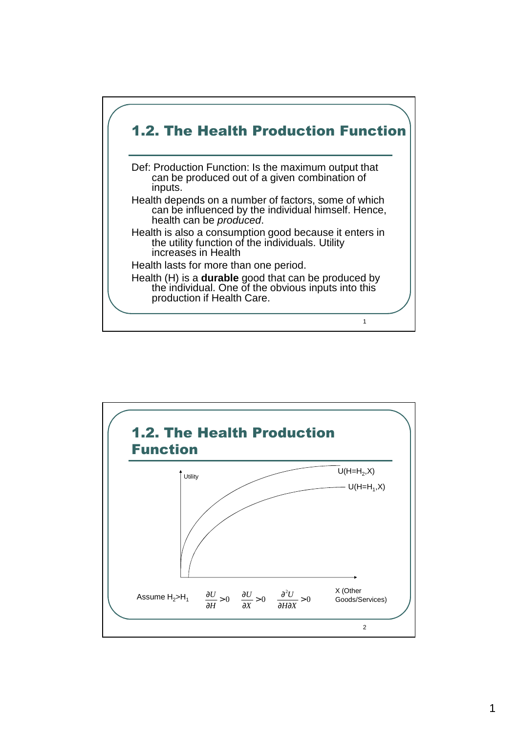## 1.2. The Health Production Function

Def: Production Function: Is the maximum output that can be produced out of a given combination of inputs.

Health depends on a number of factors, some of which can be influenced by the individual himself. Hence, health can be *produced*.

Health is also a consumption good because it enters in the utility function of the individuals. Utility increases in Health

Health lasts for more than one period.

Health (H) is a **durable** good that can be produced by the individual. One of the obvious inputs into this production if Health Care.

## 1.2. The Health Production Function

Utility

$U(H=H_2,X)$

$U(H=H_1,X)$

X (Other Goods/Services)

Assume $H_2>H_1$ $\quad \frac{\partial U}{\partial H}>0 \quad \frac{\partial U}{\partial X}>0 \quad \frac{\partial^2 U}{\partial H \partial X}>0$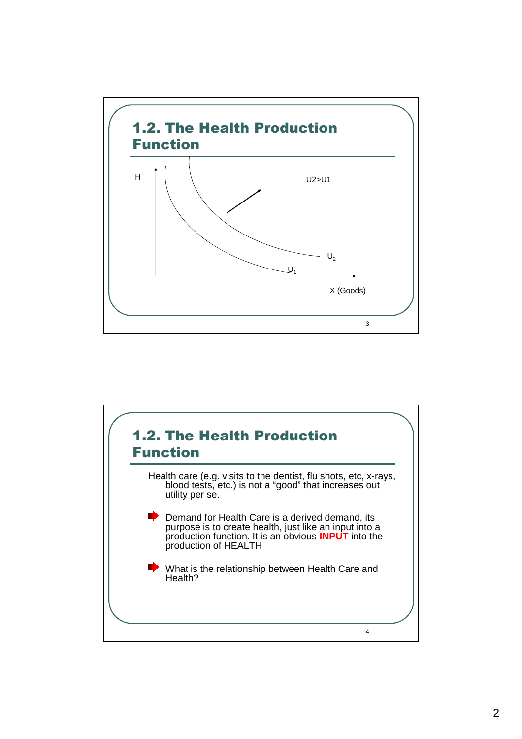## 1.2. The Health Production Function

H

U2>U1

$U_2$

$U_1$

X (Goods)

## 1.2. The Health Production Function

Health care (e.g. visits to the dentist, flu shots, etc, x-rays, blood tests, etc.) is not a “good” that increases out utility per se.

- Demand for Health Care is a derived demand, its purpose is to create health, just like an input into a production function. It is an obvious **INPUT** into the production of HEALTH
- What is the relationship between Health Care and Health?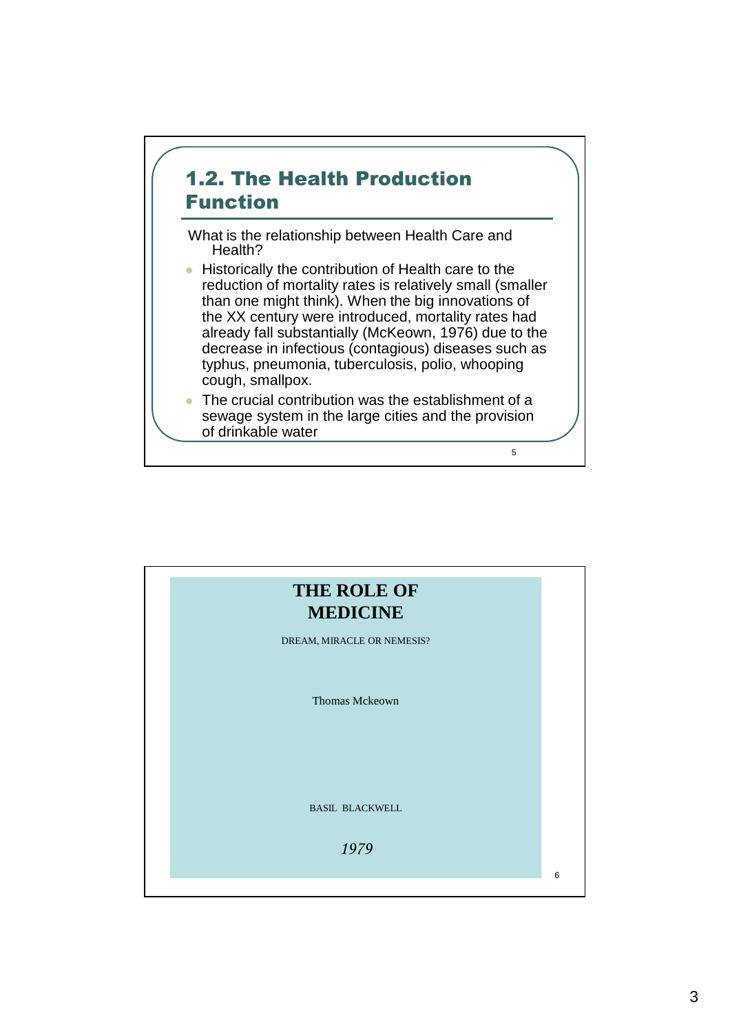## 1.2. The Health Production Function

What is the relationship between Health Care and Health?

- Historically the contribution of Health care to the reduction of mortality rates is relatively small (smaller than one might think). When the big innovations of the XX century were introduced, mortality rates had already fall substantially (McKeown, 1976) due to the decrease in infectious (contagious) diseases such as typhus, pneumonia, tuberculosis, polio, whooping cough, smallpox.
- The crucial contribution was the establishment of a sewage system in the large cities and the provision of drinkable water

**THE ROLE OF MEDICINE**

DREAM, MIRACLE OR NEMESIS?

Thomas Mckeown

BASIL BLACKWELL

*1979*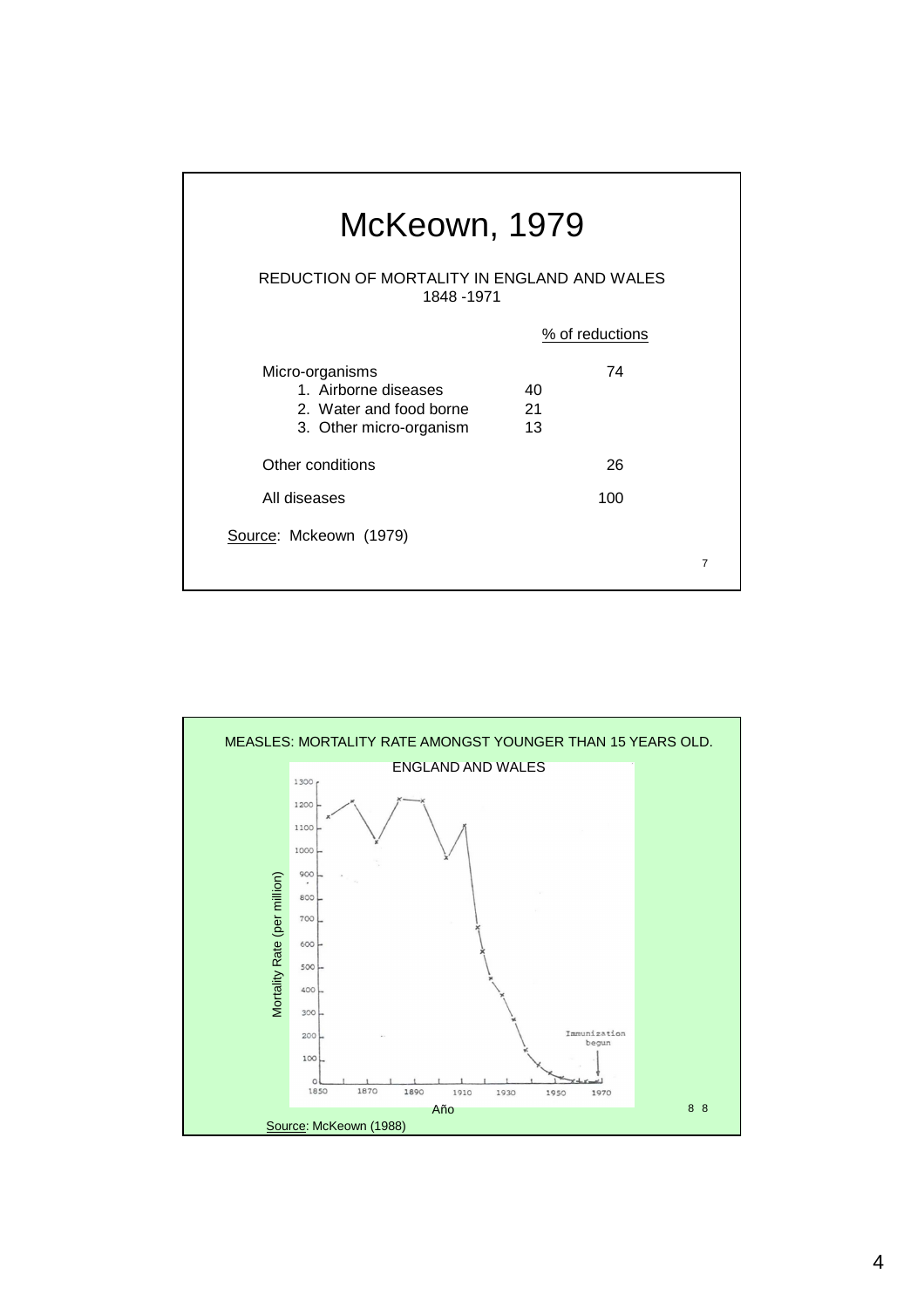# McKeown, 1979

REDUCTION OF MORTALITY IN ENGLAND AND WALES
1848 -1971

| | | % of reductions |
|---|---|---|
| Micro-organisms | | 74 |
| 1. Airborne diseases | 40 | |
| 2. Water and food borne | 21 | |
| 3. Other micro-organism | 13 | |
| Other conditions | | 26 |
| All diseases | | 100 |

Source: Mckeown (1979)

MEASLES: MORTALITY RATE AMONGST YOUNGER THAN 15 YEARS OLD.

ENGLAND AND WALES

Source: McKeown (1988)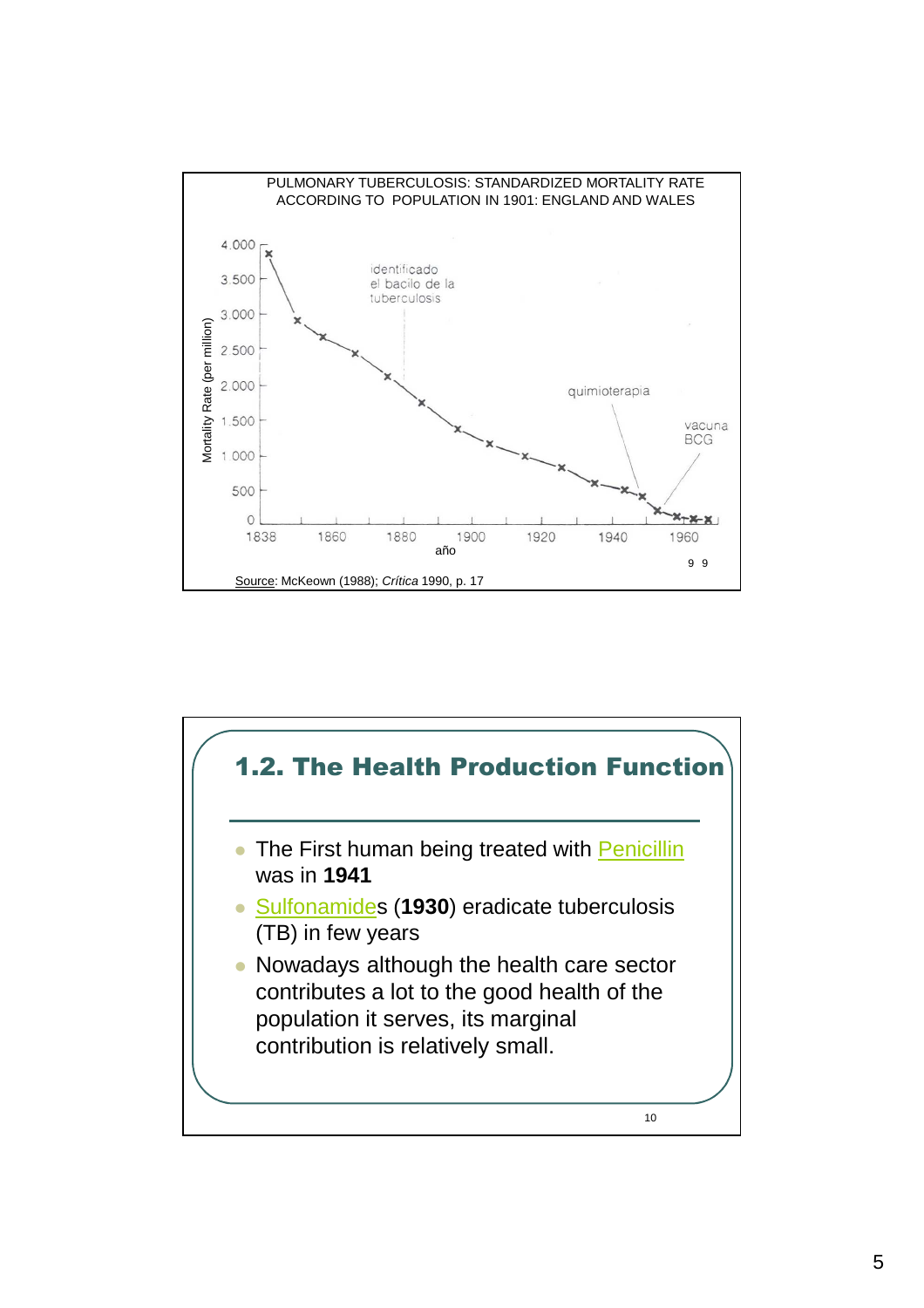PULMONARY TUBERCULOSIS: STANDARDIZED MORTALITY RATE ACCORDING TO POPULATION IN 1901: ENGLAND AND WALES

Source: McKeown (1988); *Crítica* 1990, p. 17

## 1.2. The Health Production Function

- The First human being treated with Penicillin was in **1941**
- Sulfonamides (**1930**) eradicate tuberculosis (TB) in few years
- Nowadays although the health care sector contributes a lot to the good health of the population it serves, its marginal contribution is relatively small.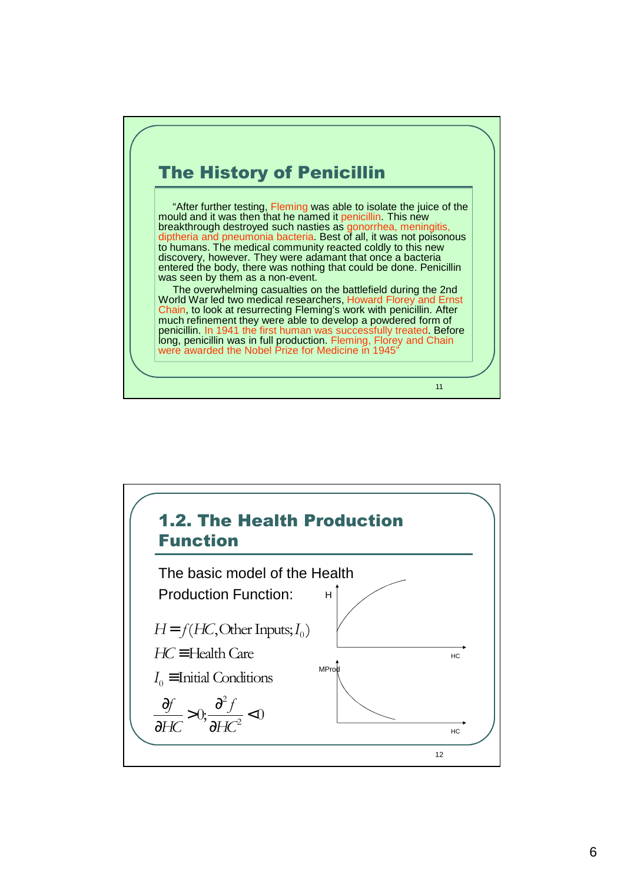## The History of Penicillin

"After further testing, Fleming was able to isolate the juice of the mould and it was then that he named it penicillin. This new breakthrough destroyed such nasties as gonorrhea, meningitis, diptheria and pneumonia bacteria. Best of all, it was not poisonous to humans. The medical community reacted coldly to this new discovery, however. They were adamant that once a bacteria entered the body, there was nothing that could be done. Penicillin was seen by them as a non-event.

The overwhelming casualties on the battlefield during the 2nd World War led two medical researchers, Howard Florey and Ernst Chain, to look at resurrecting Fleming's work with penicillin. After much refinement they were able to develop a powdered form of penicillin. In 1941 the first human was successfully treated. Before long, penicillin was in full production. Fleming, Florey and Chain were awarded the Nobel Prize for Medicine in 1945"

## 1.2. The Health Production Function

The basic model of the Health Production Function:

$$H = f(HC, \text{Other Inputs}; I_0)$$

$$HC \equiv \text{Health Care}$$

$$I_0 \equiv \text{Initial Conditions}$$

$$\frac{\partial f}{\partial HC} > 0; \frac{\partial^2 f}{\partial HC^2} < 0$$

H

HC

MProd

HC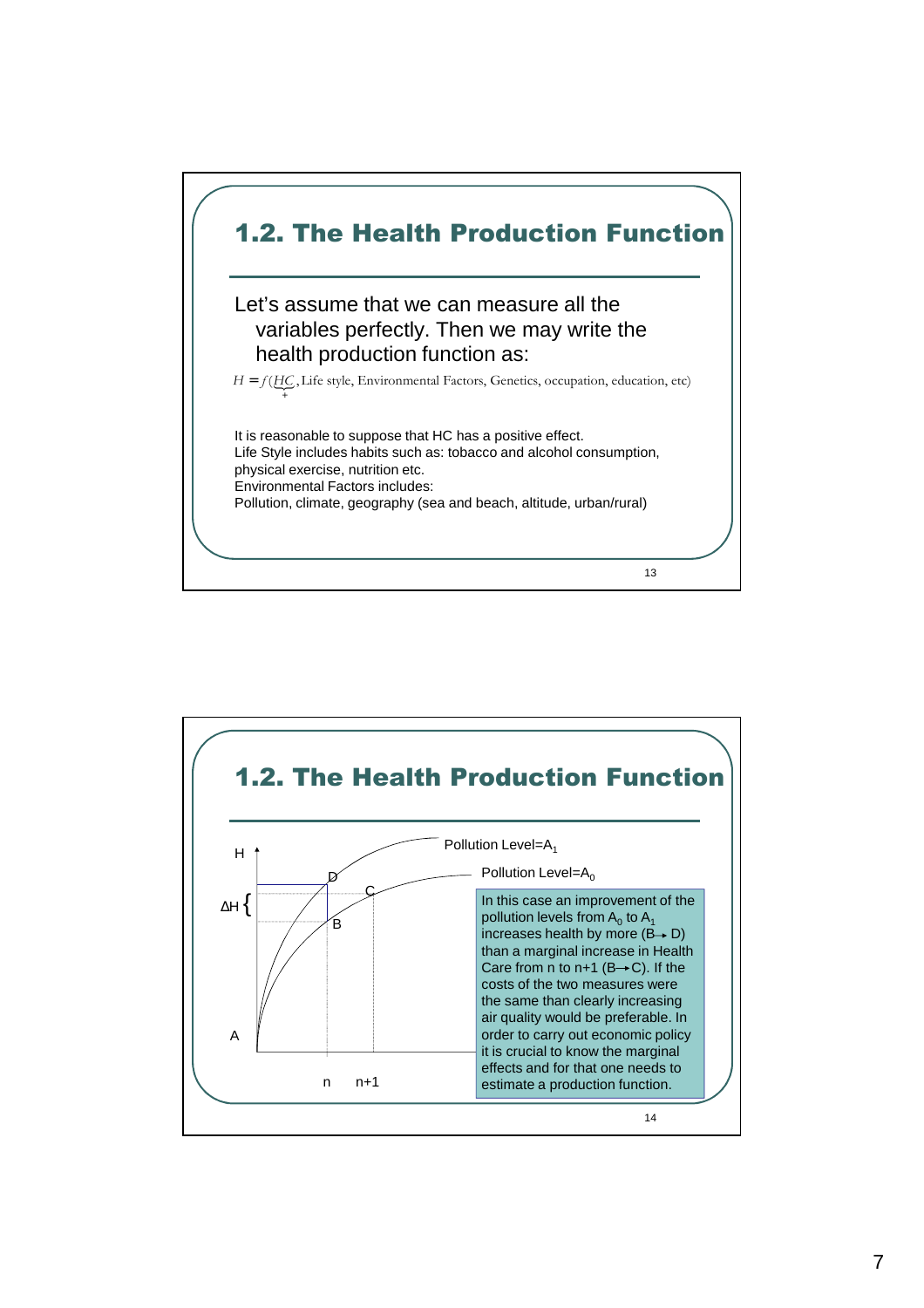## 1.2. The Health Production Function

Let's assume that we can measure all the variables perfectly. Then we may write the health production function as:

$$H = f(\underset{+}{HC}, \text{Life style, Environmental Factors, Genetics, occupation, education, etc})$$

It is reasonable to suppose that HC has a positive effect.
Life Style includes habits such as: tobacco and alcohol consumption, physical exercise, nutrition etc.
Environmental Factors includes:
Pollution, climate, geography (sea and beach, altitude, urban/rural)

## 1.2. The Health Production Function

H

Pollution Level=$A_1$

Pollution Level=$A_0$

D

C

$\Delta H$

B

A

n n+1

In this case an improvement of the pollution levels from $A_0$ to $A_1$ increases health by more ($B \rightarrow D$) than a marginal increase in Health Care from n to n+1 ($B \rightarrow C$). If the costs of the two measures were the same than clearly increasing air quality would be preferable. In order to carry out economic policy it is crucial to know the marginal effects and for that one needs to estimate a production function.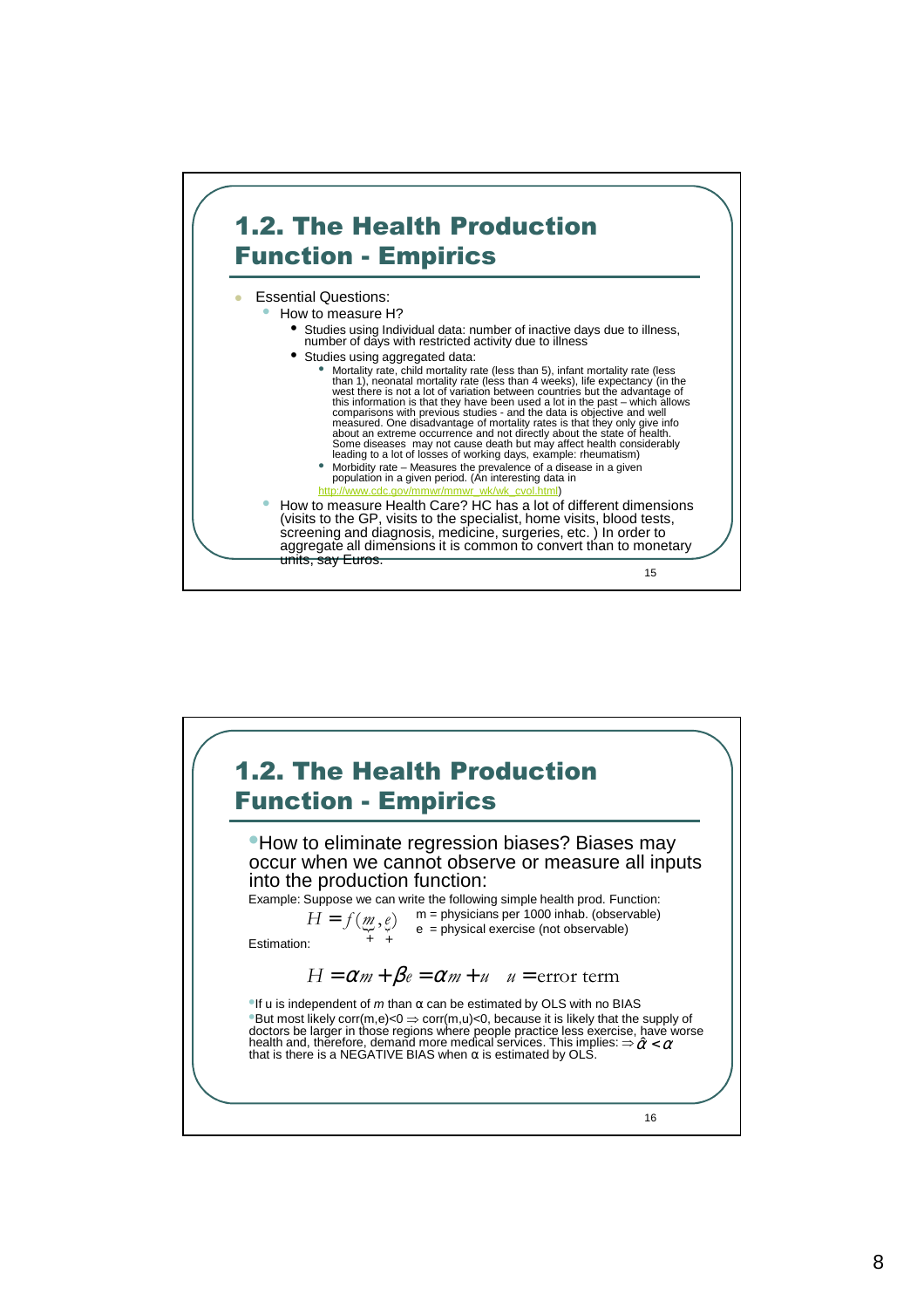## 1.2. The Health Production Function - Empirics

- Essential Questions:
  - How to measure H?
    - Studies using Individual data: number of inactive days due to illness, number of days with restricted activity due to illness
    - Studies using aggregated data:
      - Mortality rate, child mortality rate (less than 5), infant mortality rate (less than 1), neonatal mortality rate (less than 4 weeks), life expectancy (in the west there is not a lot of variation between countries but the advantage of this information is that they have been used a lot in the past – which allows comparisons with previous studies - and the data is objective and well measured. One disadvantage of mortality rates is that they only give info about an extreme occurrence and not directly about the state of health. Some diseases may not cause death but may affect health considerably leading to a lot of losses of working days, example: rheumatism)
      - Morbidity rate – Measures the prevalence of a disease in a given population in a given period. (An interesting data in http://www.cdc.gov/mmwr/mmwr_wk/wk_cvol.html)
  - How to measure Health Care? HC has a lot of different dimensions (visits to the GP, visits to the specialist, home visits, blood tests, screening and diagnosis, medicine, surgeries, etc. ) In order to aggregate all dimensions it is common to convert than to monetary units, say Euros.

## 1.2. The Health Production Function - Empirics

- How to eliminate regression biases? Biases may occur when we cannot observe or measure all inputs into the production function:

Example: Suppose we can write the following simple health prod. Function:

$$H = f(\underset{+}{m}, \underset{+}{e})$$

m = physicians per 1000 inhab. (observable)
e = physical exercise (not observable)

Estimation:

$$H = \alpha m + \beta e = \alpha m + u \quad u = \text{error term}$$

- If u is independent of *m* than α can be estimated by OLS with no BIAS
- But most likely corr(m,e)<0 $\Rightarrow$ corr(m,u)<0, because it is likely that the supply of doctors be larger in those regions where people practice less exercise, have worse health and, therefore, demand more medical services. This implies: $\Rightarrow \hat{\alpha} < \alpha$ that is there is a NEGATIVE BIAS when α is estimated by OLS.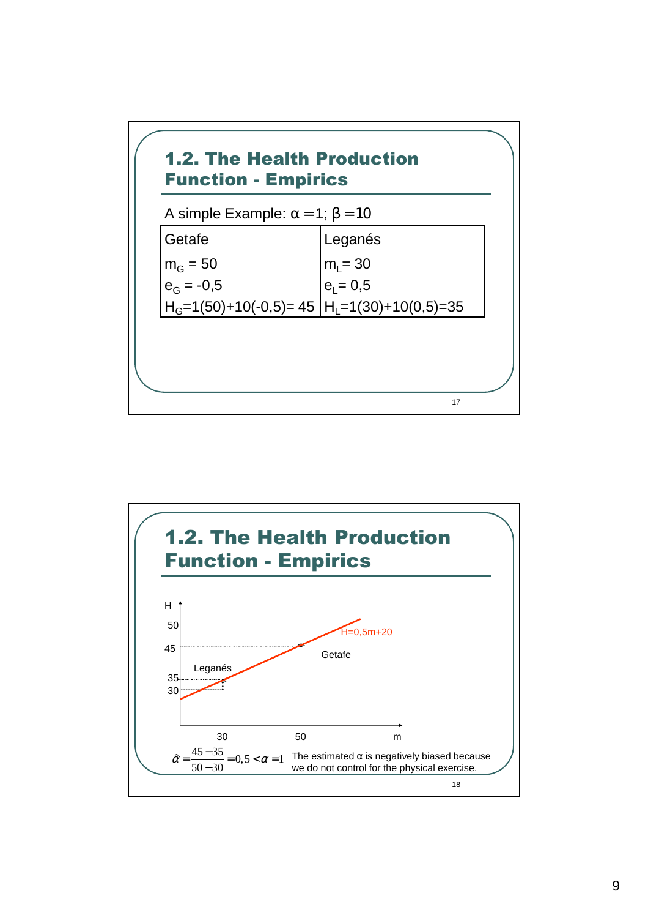## 1.2. The Health Production Function - Empirics

A simple Example: $\alpha = 1$; $\beta = 10$

| Getafe | Leganés |
|---|---|
| $m_G = 50$ | $m_L = 30$ |
| $e_G = -0{,}5$ | $e_L = 0{,}5$ |
| $H_G = 1(50)+10(-0{,}5) = 45$ | $H_L = 1(30)+10(0{,}5) = 35$ |

## 1.2. The Health Production Function - Empirics

H=0,5m+20

Leganés

Getafe

$$\hat{\alpha} = \frac{45-35}{50-30} = 0{,}5 < \alpha = 1$$

The estimated α is negatively biased because we do not control for the physical exercise.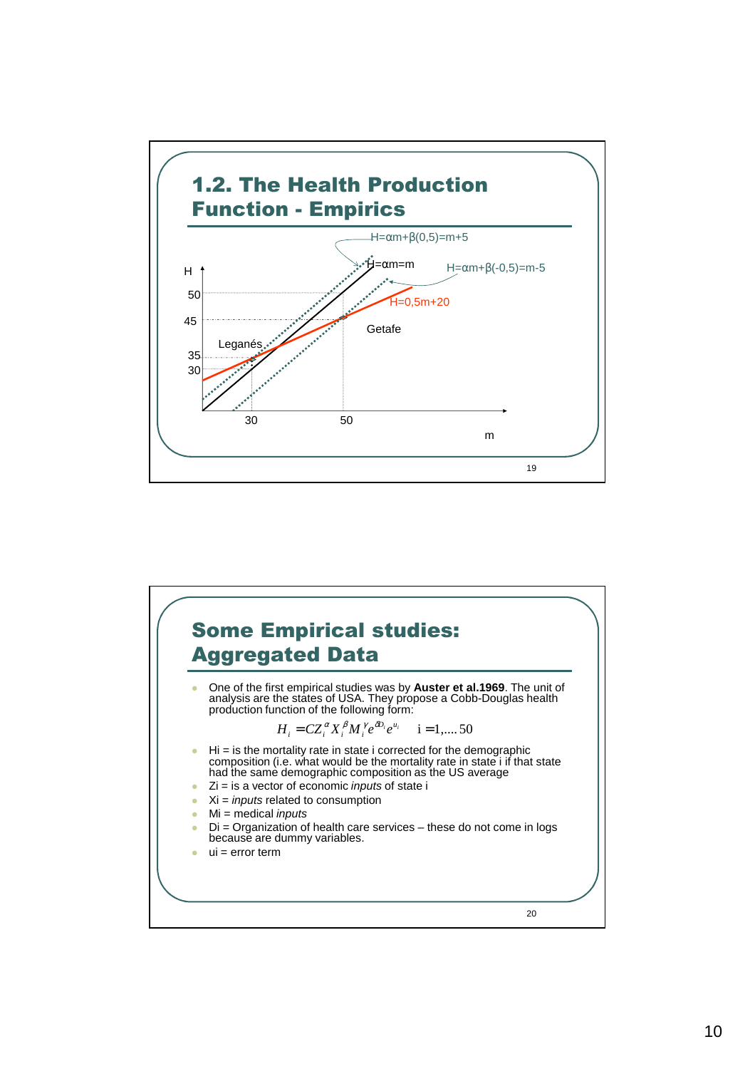# 1.2. The Health Production Function - Empirics

H=αm+β(0,5)=m+5

H=αm=m

H=αm+β(-0,5)=m-5

H=0,5m+20

Leganés

Getafe

H

50

45

35

30

30

50

m

# Some Empirical studies: Aggregated Data

- One of the first empirical studies was by **Auster et al.1969**. The unit of analysis are the states of USA. They propose a Cobb-Douglas health production function of the following form:

$$H_i = CZ_i^{\alpha} X_i^{\beta} M_i^{\gamma} e^{\delta D_i} e^{u_i} \quad i = 1,....50$$

- Hi = is the mortality rate in state i corrected for the demographic composition (i.e. what would be the mortality rate in state i if that state had the same demographic composition as the US average
- Zi = is a vector of economic *inputs* of state i
- Xi = *inputs* related to consumption
- Mi = medical *inputs*
- Di = Organization of health care services – these do not come in logs because are dummy variables.
- ui = error term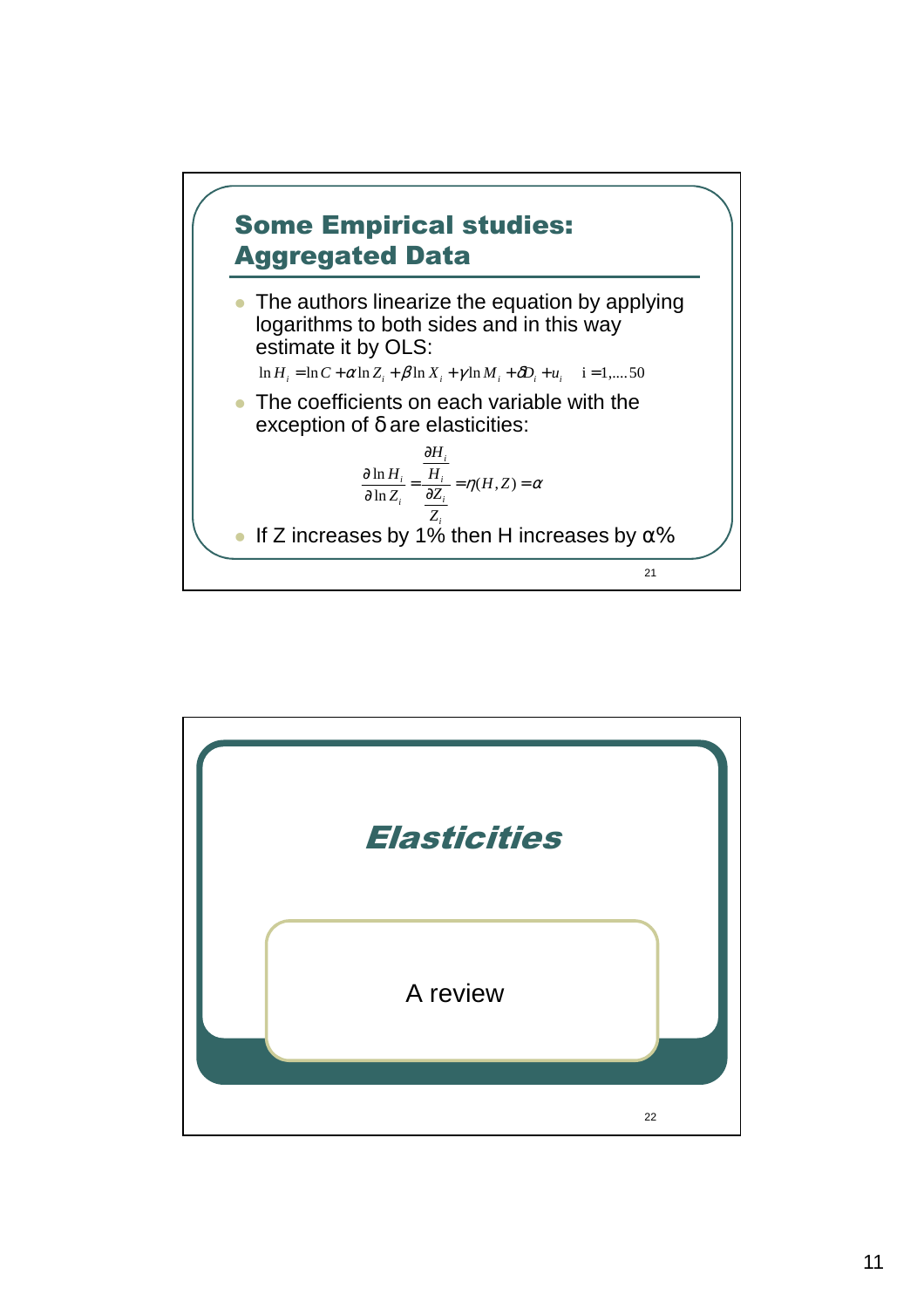## Some Empirical studies: Aggregated Data

- The authors linearize the equation by applying logarithms to both sides and in this way estimate it by OLS:

$$\ln H_i = \ln C + \alpha \ln Z_i + \beta \ln X_i + \gamma \ln M_i + \delta D_i + u_i \quad \mathrm{i} = 1, \ldots 50$$

- The coefficients on each variable with the exception of δ are elasticities:

$$\frac{\partial \ln H_i}{\partial \ln Z_i} = \frac{\frac{\partial H_i}{H_i}}{\frac{\partial Z_i}{Z_i}} = \eta(H, Z) = \alpha$$

- If Z increases by 1% then H increases by α%

## *Elasticities*

A review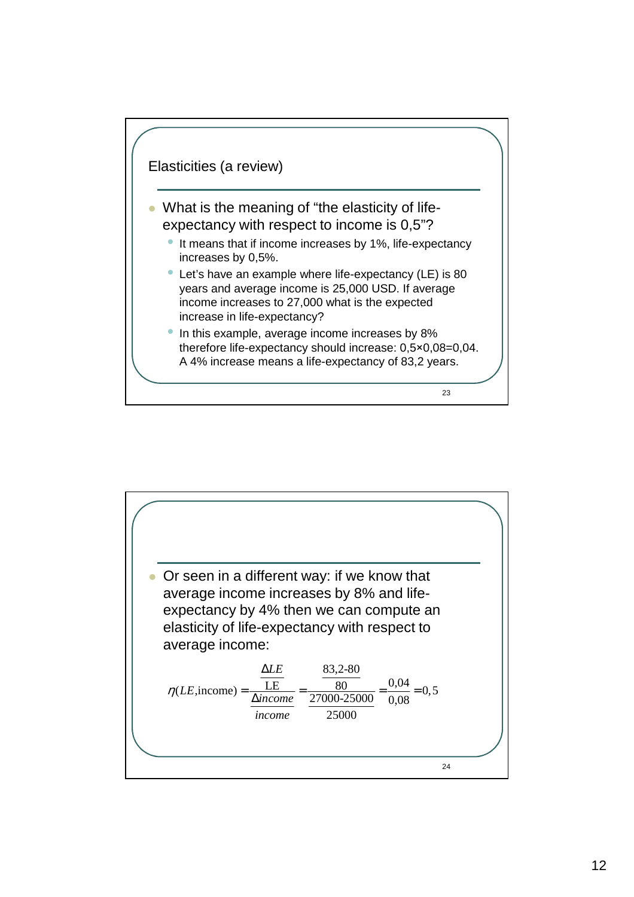## Elasticities (a review)

- What is the meaning of "the elasticity of life-expectancy with respect to income is 0,5"?
  - It means that if income increases by 1%, life-expectancy increases by 0,5%.
  - Let's have an example where life-expectancy (LE) is 80 years and average income is 25,000 USD. If average income increases to 27,000 what is the expected increase in life-expectancy?
  - In this example, average income increases by 8% therefore life-expectancy should increase: 0,5×0,08=0,04. A 4% increase means a life-expectancy of 83,2 years.

---

- Or seen in a different way: if we know that average income increases by 8% and life-expectancy by 4% then we can compute an elasticity of life-expectancy with respect to average income:

$$\eta(LE,\text{income}) = \frac{\frac{\Delta LE}{\text{LE}}}{\frac{\Delta income}{income}} = \frac{\frac{83{,}2-80}{80}}{\frac{27000-25000}{25000}} = \frac{0{,}04}{0{,}08} = 0{,}5$$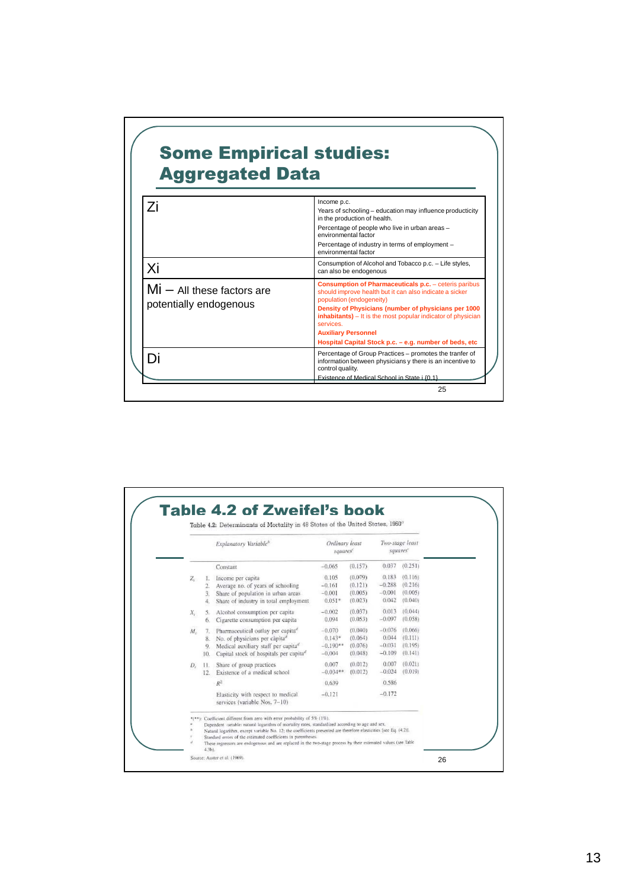# Some Empirical studies: Aggregated Data

| | |
|---|---|
| Zi | Income p.c.<br>Years of schooling – education may influence productivity in the production of health.<br>Percentage of people who live in urban areas – environmental factor<br>Percentage of industry in terms of employment – environmental factor |
| Xi | Consumption of Alcohol and Tobacco p.c. – Life styles, can also be endogenous |
| Mi – All these factors are potentially endogenous | **Consumption of Pharmaceuticals p.c.** – ceteris paribus should improve health but it can also indicate a sicker population (endogeneity)<br>**Density of Physicians (number of physicians per 1000 inhabitants)** – It is the most popular indicator of physician services.<br>**Auxiliary Personnel**<br>**Hospital Capital Stock p.c. – e.g. number of beds, etc** |
| Di | Percentage of Group Practices – promotes the tranfer of information between physicians y there is an incentive to control quality.<br>Existence of Medical School in State i {0,1} |

# Table 4.2 of Zweifel's book

Table 4.2: Determinants of Mortality in 48 States of the United States, 1960[a]

| | | Explanatory Variable[b] | Ordinary least squares[c] | | Two-stage least squares[c] | |
|---|---|---|---|---|---|---|
| | | Constant | −0.065 | (0.157) | 0.037 | (0.251) |
| $Z_i$ | 1. | Income per capita | 0.105 | (0.079) | 0.183 | (0.116) |
| | 2. | Average no. of years of schooling | −0.161 | (0.121) | −0.288 | (0.216) |
| | 3. | Share of population in urban areas | −0.001 | (0.005) | −0.001 | (0.005) |
| | 4. | Share of industry in total employment | 0.051* | (0.023) | 0.042 | (0.040) |
| $X_i$ | 5. | Alcohol consumption per capita | −0.002 | (0.037) | 0.013 | (0.044) |
| | 6. | Cigarette consumption per capita | 0.094 | (0.053) | −0.097 | (0.058) |
| $M_i$ | 7. | Pharmaceutical outlay per capita[d] | −0.070 | (0.040) | −0.076 | (0.066) |
| | 8. | No. of physicians per capita[d] | 0.143* | (0.064) | 0.044 | (0.111) |
| | 9. | Medical auxiliary staff per capita[d] | −0.190** | (0.076) | −0.031 | (0.195) |
| | 10. | Capital stock of hospitals per capita[d] | −0.004 | (0.048) | −0.109 | (0.141) |
| $D_i$ | 11. | Share of group practices | 0.007 | (0.012) | 0.007 | (0.021) |
| | 12. | Existence of a medical school | −0.034** | (0.012) | −0.024 | (0.019) |
| | | $R^2$ | 0.639 | | 0.586 | |
| | | Elasticity with respect to medical services (variable Nos. 7–10) | −0.121 | | −0.172 | |

*(**): Coefficient different from zero with error probability of 5% (1%).
[a] Dependent variable: natural logarithm of mortality rates, standardized according to age and sex.
[b] Natural logarithm, except variable No. 12; the coefficients presented are therefore elasticities (see Eq. (4.2)).
[c] Standard errors of the estimated coefficients in parentheses.
[d] These regressors are endogenous and are replaced in the two-stage process by their estimated values (see Table 4.3b).

Source: Auster et al. (1969).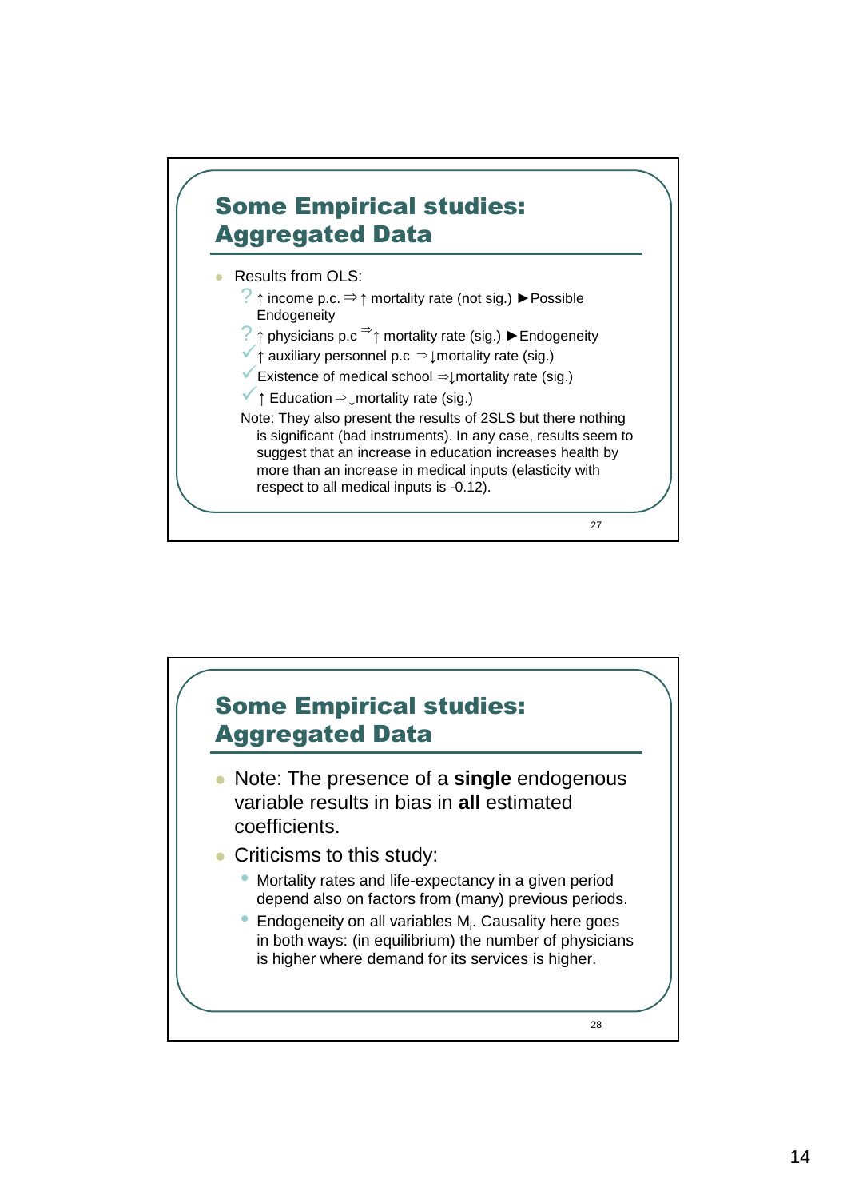## Some Empirical studies: Aggregated Data

- Results from OLS:
  - ? ↑ income p.c. ⇒ ↑ mortality rate (not sig.) ► Possible Endogeneity
  - ? ↑ physicians p.c ⇒ ↑ mortality rate (sig.) ► Endogeneity
  - ✓ ↑ auxiliary personnel p.c ⇒ ↓ mortality rate (sig.)
  - ✓ Existence of medical school ⇒ ↓ mortality rate (sig.)
  - ✓ ↑ Education ⇒ ↓ mortality rate (sig.)

  Note: They also present the results of 2SLS but there nothing is significant (bad instruments). In any case, results seem to suggest that an increase in education increases health by more than an increase in medical inputs (elasticity with respect to all medical inputs is -0.12).

## Some Empirical studies: Aggregated Data

- Note: The presence of a **single** endogenous variable results in bias in **all** estimated coefficients.
- Criticisms to this study:
  - Mortality rates and life-expectancy in a given period depend also on factors from (many) previous periods.
  - Endogeneity on all variables $M_i$. Causality here goes in both ways: (in equilibrium) the number of physicians is higher where demand for its services is higher.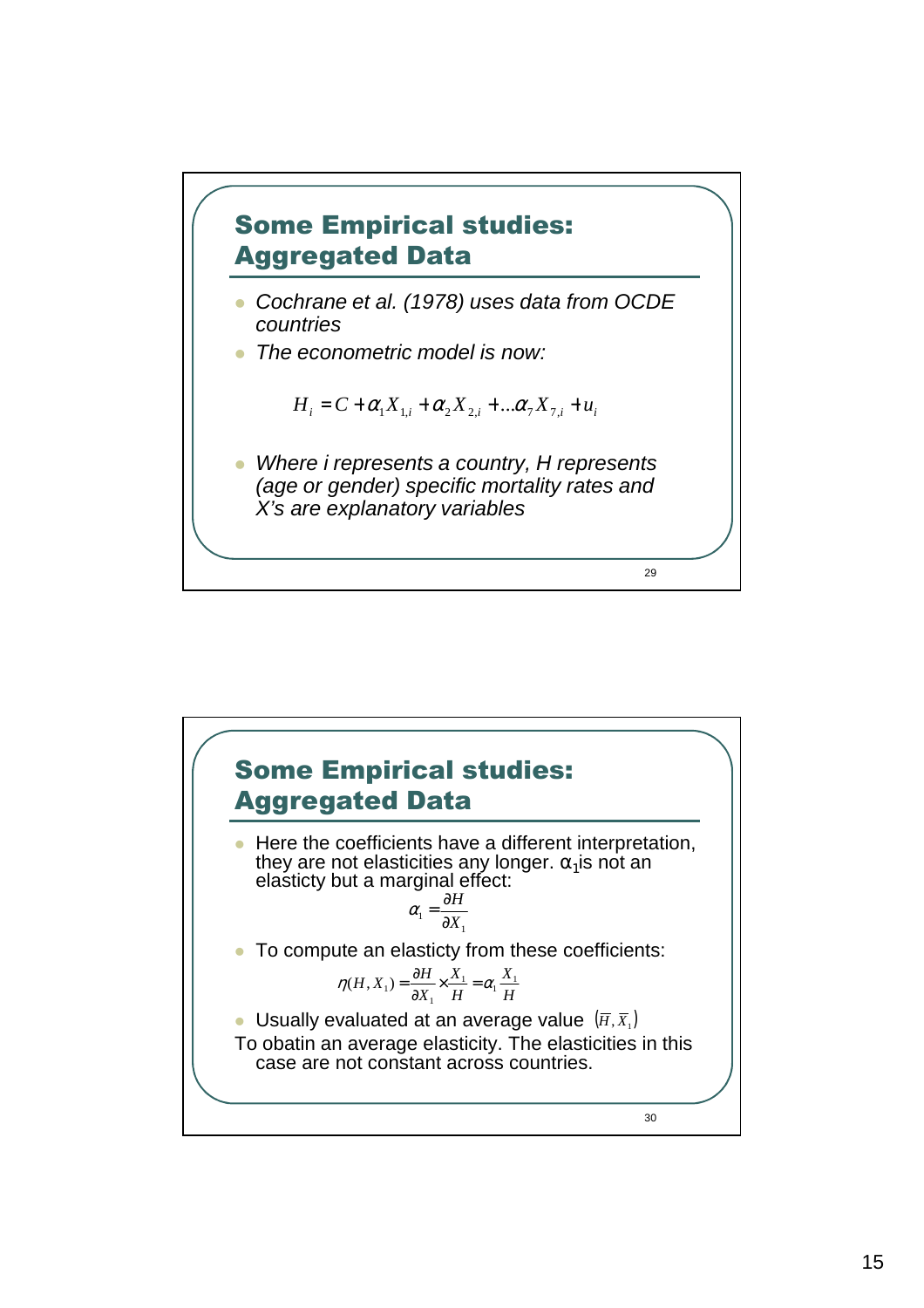## Some Empirical studies: Aggregated Data

- *Cochrane et al. (1978) uses data from OCDE countries*
- *The econometric model is now:*

$$H_i = C + \alpha_1 X_{1,i} + \alpha_2 X_{2,i} + \ldots \alpha_7 X_{7,i} + u_i$$

- *Where i represents a country, H represents (age or gender) specific mortality rates and X's are explanatory variables*

## Some Empirical studies: Aggregated Data

- Here the coefficients have a different interpretation, they are not elasticities any longer. $\alpha_1$is not an elasticty but a marginal effect:

$$\alpha_1 = \frac{\partial H}{\partial X_1}$$

- To compute an elasticty from these coefficients:

$$\eta(H, X_1) = \frac{\partial H}{\partial X_1} \times \frac{X_1}{H} = \alpha_1 \frac{X_1}{H}$$

- Usually evaluated at an average value $(\overline{H}, \overline{X}_1)$

To obatin an average elasticity. The elasticities in this case are not constant across countries.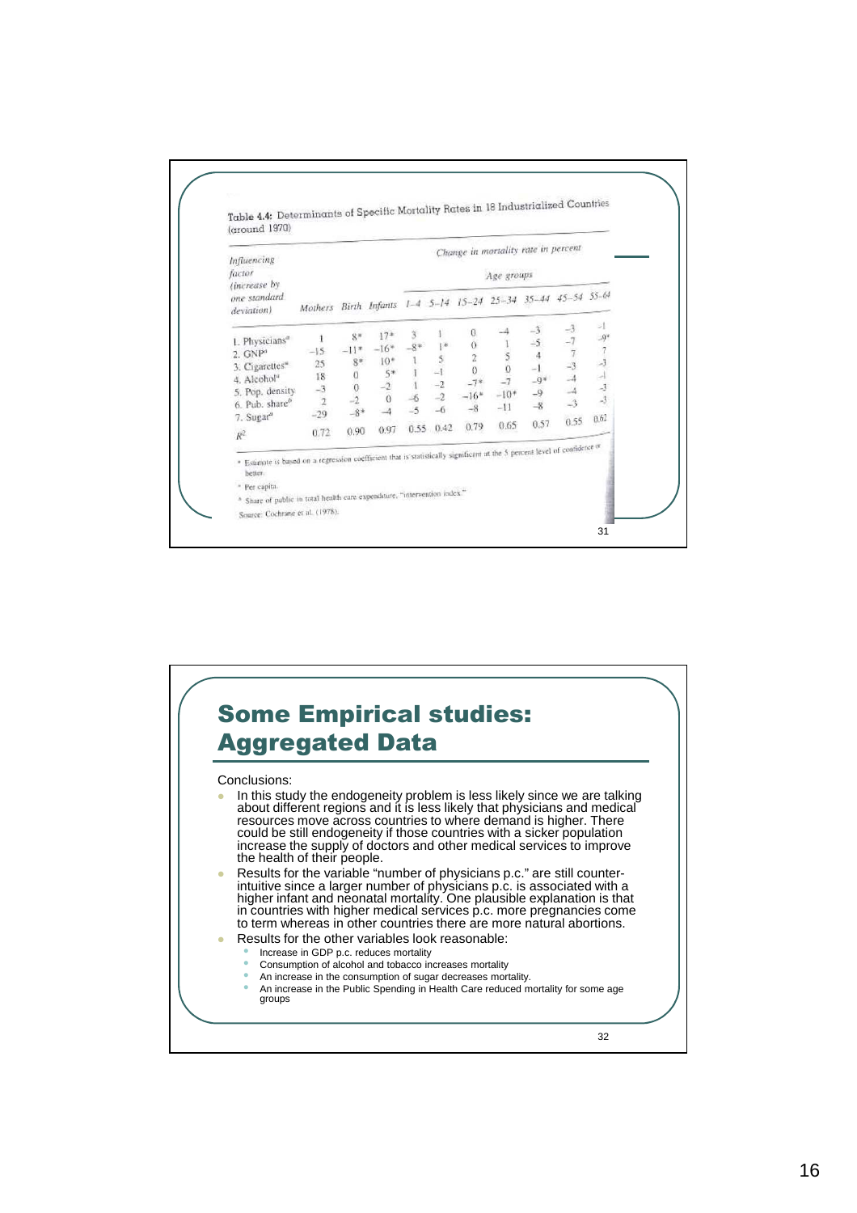Table 4.4: Determinants of Specific Mortality Rates in 18 Industrialized Countries (around 1970)

| Influencing factor (increase by one standard deviation) | Change in mortality rate in percent | | | | | | | | | |
|---|---|---|---|---|---|---|---|---|---|---|
| | | | | Age groups | | | | | | |
| | Mothers | Birth | Infants | 1–4 | 5–14 | 15–24 | 25–34 | 35–44 | 45–54 | 55–64 |
| 1. Physicians[a] | 1 | 8* | 17* | 3 | 1 | 0 | −4 | −3 | −3 | −1 |
| 2. GNP[a] | −15 | −11* | −16* | −8* | 1* | 0 | 1 | −5 | −7 | −9* |
| 3. Cigarettes[a] | 25 | 8* | 10* | 1 | 5 | 2 | 5 | 4 | 7 | 7 |
| 4. Alcohol[a] | 18 | 0 | 5* | 1 | −1 | 0 | 0 | −1 | −3 | −3 |
| 5. Pop. density | −3 | 0 | −2 | 1 | −2 | −7* | −7 | −9* | −4 | −1 |
| 6. Pub. share[b] | 2 | −2 | 0 | −6 | −2 | −16* | −10* | −9 | −4 | −3 |
| 7. Sugar[a] | −29 | −8* | −4 | −5 | −6 | −8 | −11 | −8 | −3 | −3 |
| $R^2$ | 0.72 | 0.90 | 0.97 | 0.55 | 0.42 | 0.79 | 0.65 | 0.57 | 0.55 | 0.62 |

* Estimate is based on a regression coefficient that is statistically significant at the 5 percent level of confidence or better.

[a] Per capita.

[b] Share of public in total health care expenditure, "intervention index."

Source: Cochrane et al. (1978).

# Some Empirical studies: Aggregated Data

Conclusions:

- In this study the endogeneity problem is less likely since we are talking about different regions and it is less likely that physicians and medical resources move across countries to where demand is higher. There could be still endogeneity if those countries with a sicker population increase the supply of doctors and other medical services to improve the health of their people.
- Results for the variable "number of physicians p.c." are still counter-intuitive since a larger number of physicians p.c. is associated with a higher infant and neonatal mortality. One plausible explanation is that in countries with higher medical services p.c. more pregnancies come to term whereas in other countries there are more natural abortions.
- Results for the other variables look reasonable:
  - Increase in GDP p.c. reduces mortality
  - Consumption of alcohol and tobacco increases mortality
  - An increase in the consumption of sugar decreases mortality.
  - An increase in the Public Spending in Health Care reduced mortality for some age groups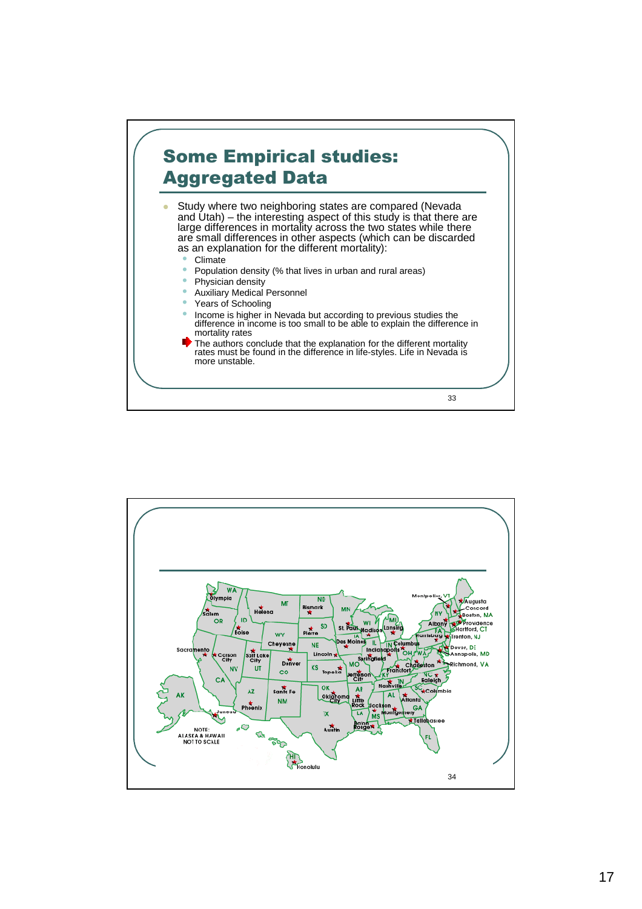## Some Empirical studies: Aggregated Data

- Study where two neighboring states are compared (Nevada and Utah) – the interesting aspect of this study is that there are large differences in mortality across the two states while there are small differences in other aspects (which can be discarded as an explanation for the different mortality):
  - Climate
  - Population density (% that lives in urban and rural areas)
  - Physician density
  - Auxiliary Medical Personnel
  - Years of Schooling
  - Income is higher in Nevada but according to previous studies the difference in income is too small to be able to explain the difference in mortality rates
  - The authors conclude that the explanation for the different mortality rates must be found in the difference in life-styles. Life in Nevada is more unstable.

NOTE: ALASKA & HAWAII NOT TO SCALE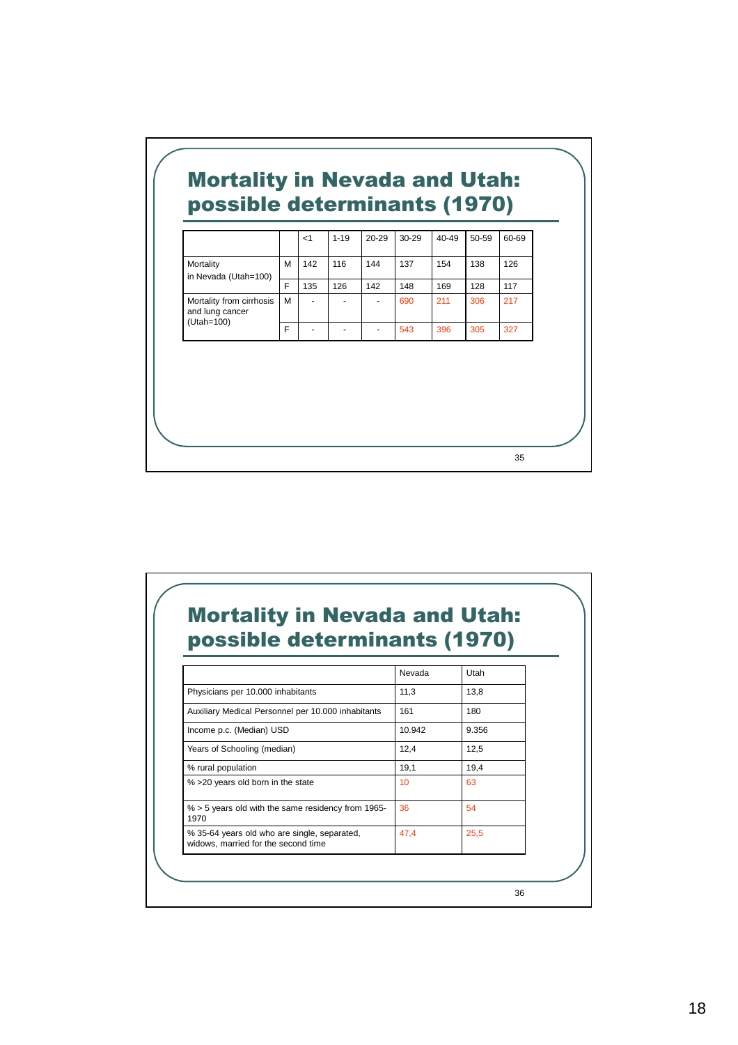## Mortality in Nevada and Utah: possible determinants (1970)

| | | <1 | 1-19 | 20-29 | 30-29 | 40-49 | 50-59 | 60-69 |
|---|---|---|---|---|---|---|---|---|
| Mortality in Nevada (Utah=100) | M | 142 | 116 | 144 | 137 | 154 | 138 | 126 |
| | F | 135 | 126 | 142 | 148 | 169 | 128 | 117 |
| Mortality from cirrhosis and lung cancer (Utah=100) | M | - | - | - | 690 | 211 | 306 | 217 |
| | F | - | - | - | 543 | 396 | 305 | 327 |

## Mortality in Nevada and Utah: possible determinants (1970)

| | Nevada | Utah |
|---|---|---|
| Physicians per 10.000 inhabitants | 11,3 | 13,8 |
| Auxiliary Medical Personnel per 10.000 inhabitants | 161 | 180 |
| Income p.c. (Median) USD | 10.942 | 9.356 |
| Years of Schooling (median) | 12,4 | 12,5 |
| % rural population | 19,1 | 19,4 |
| % >20 years old born in the state | 10 | 63 |
| % > 5 years old with the same residency from 1965-1970 | 36 | 54 |
| % 35-64 years old who are single, separated, widows, married for the second time | 47,4 | 25,5 |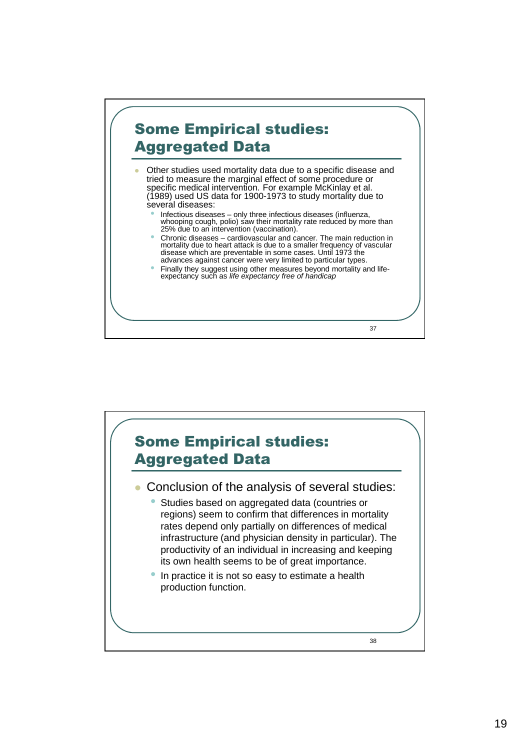## Some Empirical studies: Aggregated Data

- Other studies used mortality data due to a specific disease and tried to measure the marginal effect of some procedure or specific medical intervention. For example McKinlay et al. (1989) used US data for 1900-1973 to study mortality due to several diseases:
  - Infectious diseases – only three infectious diseases (influenza, whooping cough, polio) saw their mortality rate reduced by more than 25% due to an intervention (vaccination).
  - Chronic diseases – cardiovascular and cancer. The main reduction in mortality due to heart attack is due to a smaller frequency of vascular disease which are preventable in some cases. Until 1973 the advances against cancer were very limited to particular types.
  - Finally they suggest using other measures beyond mortality and life-expectancy such as *life expectancy free of handicap*

## Some Empirical studies: Aggregated Data

- Conclusion of the analysis of several studies:
  - Studies based on aggregated data (countries or regions) seem to confirm that differences in mortality rates depend only partially on differences of medical infrastructure (and physician density in particular). The productivity of an individual in increasing and keeping its own health seems to be of great importance.
  - In practice it is not so easy to estimate a health production function.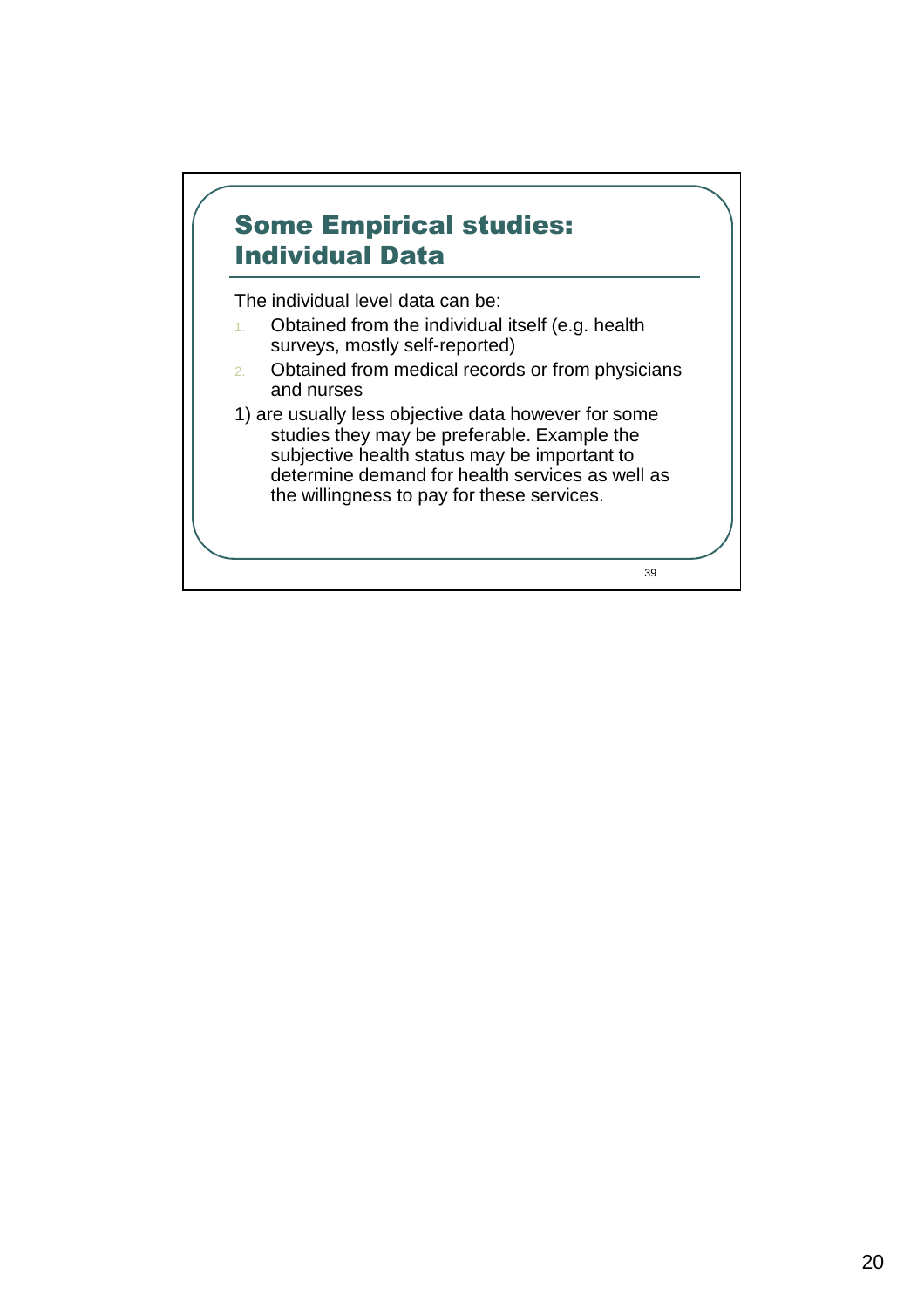## Some Empirical studies: Individual Data

The individual level data can be:

1. Obtained from the individual itself (e.g. health surveys, mostly self-reported)
2. Obtained from medical records or from physicians and nurses

1) are usually less objective data however for some studies they may be preferable. Example the subjective health status may be important to determine demand for health services as well as the willingness to pay for these services.